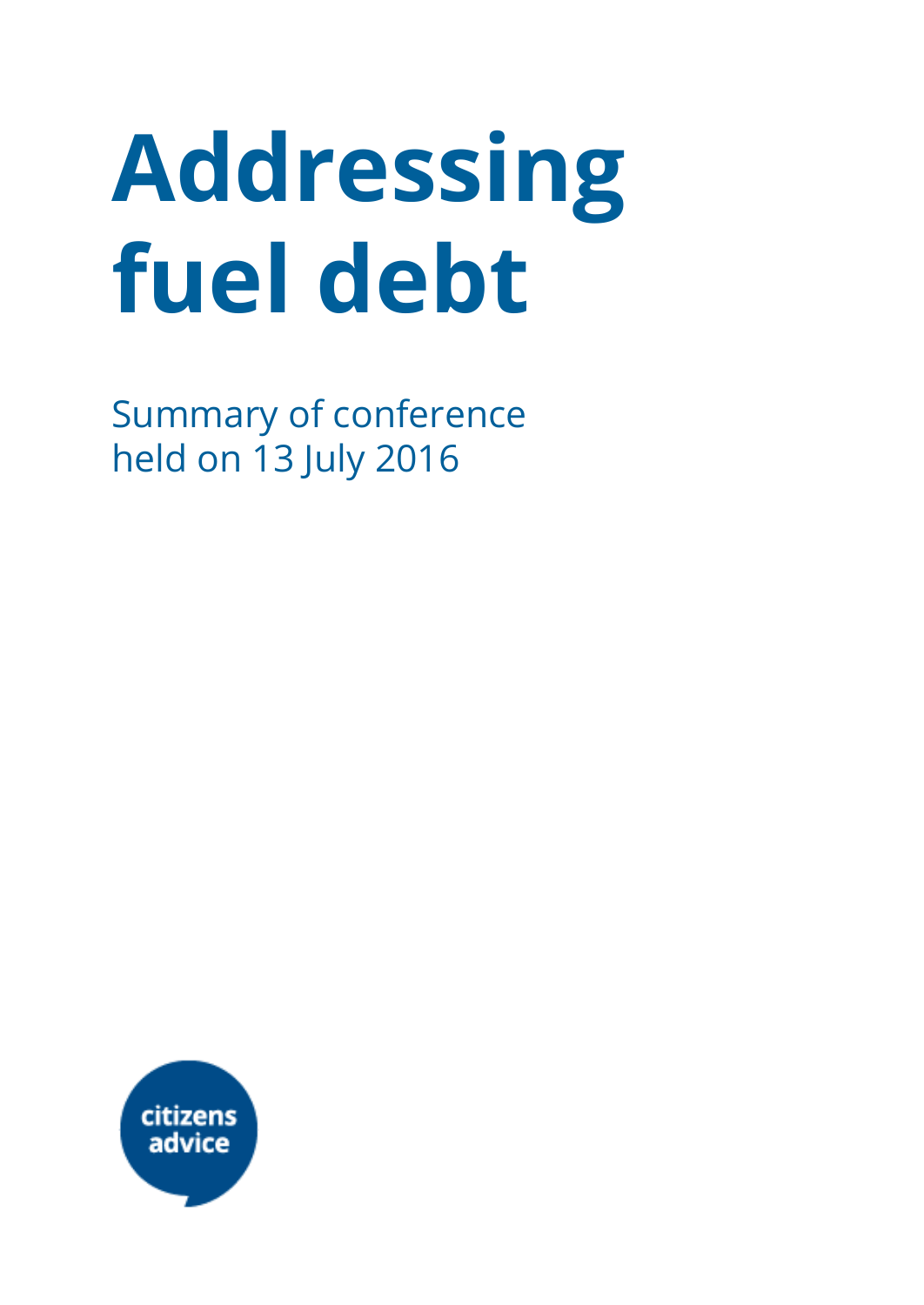# Addressing fuel debt

Summary of conference
held on 13 July 2016

citizens advice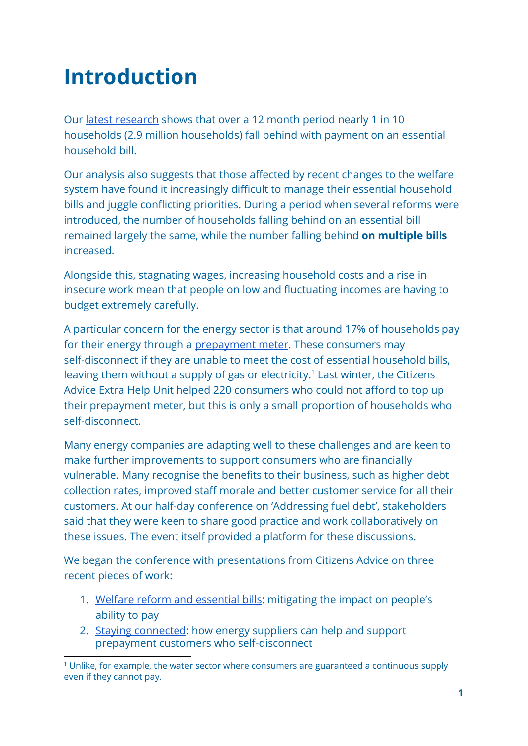# Introduction

Our latest research shows that over a 12 month period nearly 1 in 10 households (2.9 million households) fall behind with payment on an essential household bill.

Our analysis also suggests that those affected by recent changes to the welfare system have found it increasingly difficult to manage their essential household bills and juggle conflicting priorities. During a period when several reforms were introduced, the number of households falling behind on an essential bill remained largely the same, while the number falling behind **on multiple bills** increased.

Alongside this, stagnating wages, increasing household costs and a rise in insecure work mean that people on low and fluctuating incomes are having to budget extremely carefully.

A particular concern for the energy sector is that around 17% of households pay for their energy through a prepayment meter. These consumers may self-disconnect if they are unable to meet the cost of essential household bills, leaving them without a supply of gas or electricity.[1] Last winter, the Citizens Advice Extra Help Unit helped 220 consumers who could not afford to top up their prepayment meter, but this is only a small proportion of households who self-disconnect.

Many energy companies are adapting well to these challenges and are keen to make further improvements to support consumers who are financially vulnerable. Many recognise the benefits to their business, such as higher debt collection rates, improved staff morale and better customer service for all their customers. At our half-day conference on 'Addressing fuel debt', stakeholders said that they were keen to share good practice and work collaboratively on these issues. The event itself provided a platform for these discussions.

We began the conference with presentations from Citizens Advice on three recent pieces of work:

1. Welfare reform and essential bills: mitigating the impact on people's ability to pay
2. Staying connected: how energy suppliers can help and support prepayment customers who self-disconnect

[1] Unlike, for example, the water sector where consumers are guaranteed a continuous supply even if they cannot pay.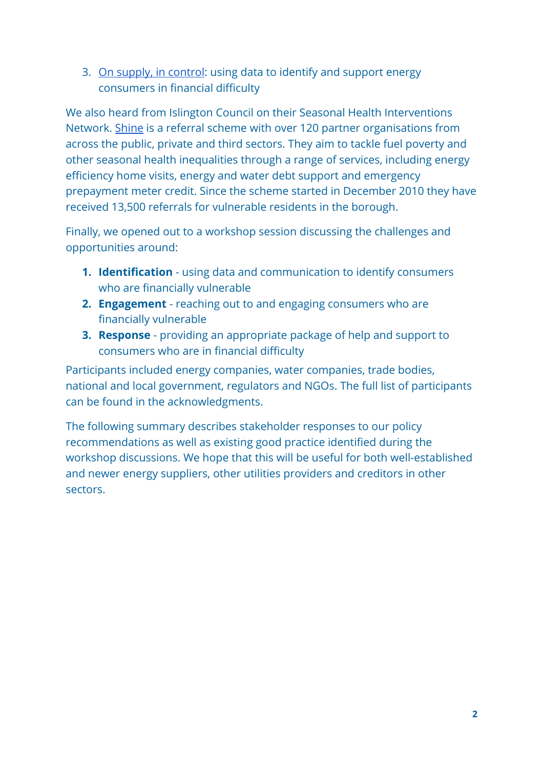3. [On supply, in control](): using data to identify and support energy consumers in financial difficulty

We also heard from Islington Council on their Seasonal Health Interventions Network. [Shine]() is a referral scheme with over 120 partner organisations from across the public, private and third sectors. They aim to tackle fuel poverty and other seasonal health inequalities through a range of services, including energy efficiency home visits, energy and water debt support and emergency prepayment meter credit. Since the scheme started in December 2010 they have received 13,500 referrals for vulnerable residents in the borough.

Finally, we opened out to a workshop session discussing the challenges and opportunities around:

1. **Identification** - using data and communication to identify consumers who are financially vulnerable
2. **Engagement** - reaching out to and engaging consumers who are financially vulnerable
3. **Response** - providing an appropriate package of help and support to consumers who are in financial difficulty

Participants included energy companies, water companies, trade bodies, national and local government, regulators and NGOs. The full list of participants can be found in the acknowledgments.

The following summary describes stakeholder responses to our policy recommendations as well as existing good practice identified during the workshop discussions. We hope that this will be useful for both well-established and newer energy suppliers, other utilities providers and creditors in other sectors.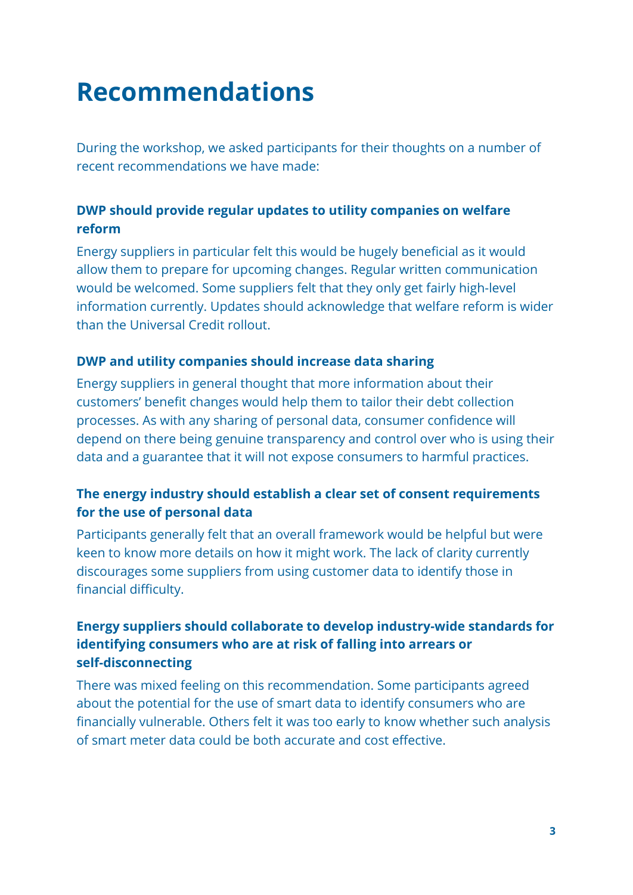# Recommendations

During the workshop, we asked participants for their thoughts on a number of recent recommendations we have made:

### DWP should provide regular updates to utility companies on welfare reform

Energy suppliers in particular felt this would be hugely beneficial as it would allow them to prepare for upcoming changes. Regular written communication would be welcomed. Some suppliers felt that they only get fairly high-level information currently. Updates should acknowledge that welfare reform is wider than the Universal Credit rollout.

### DWP and utility companies should increase data sharing

Energy suppliers in general thought that more information about their customers' benefit changes would help them to tailor their debt collection processes. As with any sharing of personal data, consumer confidence will depend on there being genuine transparency and control over who is using their data and a guarantee that it will not expose consumers to harmful practices.

### The energy industry should establish a clear set of consent requirements for the use of personal data

Participants generally felt that an overall framework would be helpful but were keen to know more details on how it might work. The lack of clarity currently discourages some suppliers from using customer data to identify those in financial difficulty.

### Energy suppliers should collaborate to develop industry-wide standards for identifying consumers who are at risk of falling into arrears or self-disconnecting

There was mixed feeling on this recommendation. Some participants agreed about the potential for the use of smart data to identify consumers who are financially vulnerable. Others felt it was too early to know whether such analysis of smart meter data could be both accurate and cost effective.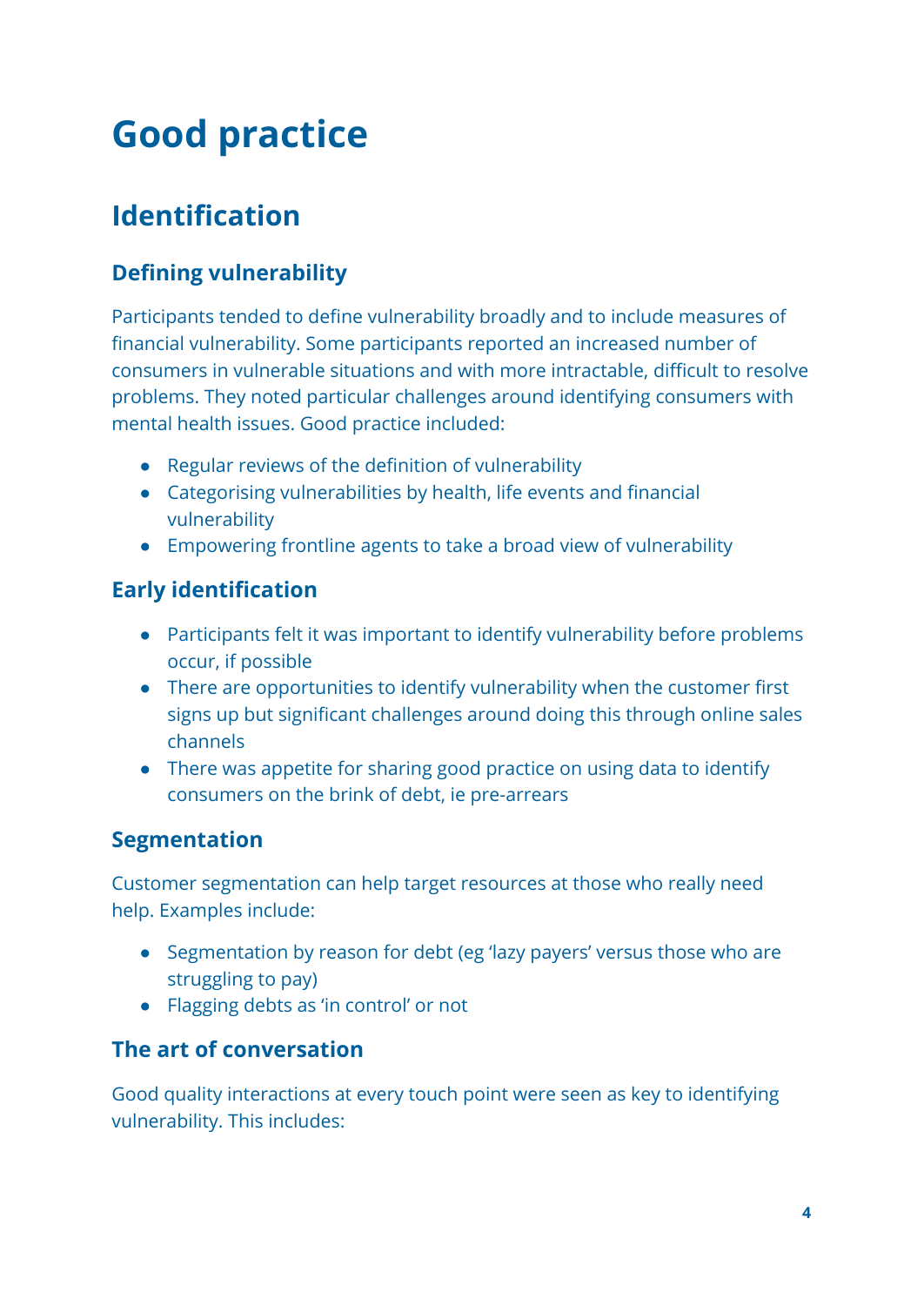# Good practice

## Identification

### Defining vulnerability

Participants tended to define vulnerability broadly and to include measures of financial vulnerability. Some participants reported an increased number of consumers in vulnerable situations and with more intractable, difficult to resolve problems. They noted particular challenges around identifying consumers with mental health issues. Good practice included:

- Regular reviews of the definition of vulnerability
- Categorising vulnerabilities by health, life events and financial vulnerability
- Empowering frontline agents to take a broad view of vulnerability

### Early identification

- Participants felt it was important to identify vulnerability before problems occur, if possible
- There are opportunities to identify vulnerability when the customer first signs up but significant challenges around doing this through online sales channels
- There was appetite for sharing good practice on using data to identify consumers on the brink of debt, ie pre-arrears

### Segmentation

Customer segmentation can help target resources at those who really need help. Examples include:

- Segmentation by reason for debt (eg 'lazy payers' versus those who are struggling to pay)
- Flagging debts as 'in control' or not

### The art of conversation

Good quality interactions at every touch point were seen as key to identifying vulnerability. This includes: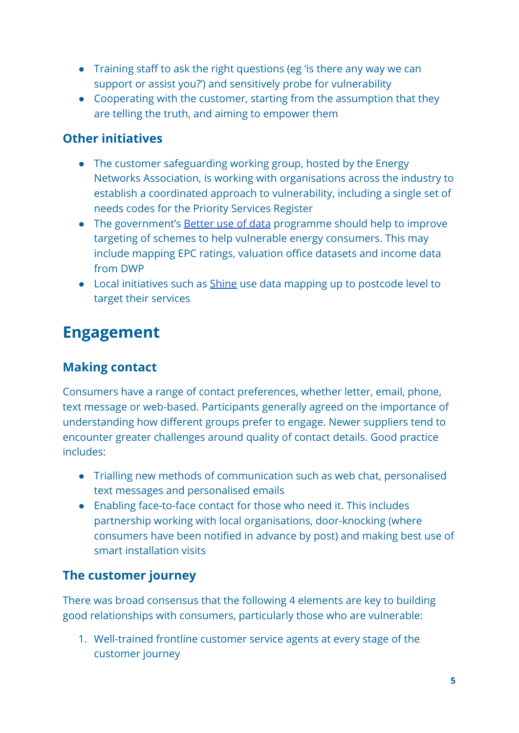- Training staff to ask the right questions (eg 'is there any way we can support or assist you?') and sensitively probe for vulnerability
- Cooperating with the customer, starting from the assumption that they are telling the truth, and aiming to empower them

### Other initiatives

- The customer safeguarding working group, hosted by the Energy Networks Association, is working with organisations across the industry to establish a coordinated approach to vulnerability, including a single set of needs codes for the Priority Services Register
- The government's Better use of data programme should help to improve targeting of schemes to help vulnerable energy consumers. This may include mapping EPC ratings, valuation office datasets and income data from DWP
- Local initiatives such as Shine use data mapping up to postcode level to target their services

## Engagement

### Making contact

Consumers have a range of contact preferences, whether letter, email, phone, text message or web-based. Participants generally agreed on the importance of understanding how different groups prefer to engage. Newer suppliers tend to encounter greater challenges around quality of contact details. Good practice includes:

- Trialling new methods of communication such as web chat, personalised text messages and personalised emails
- Enabling face-to-face contact for those who need it. This includes partnership working with local organisations, door-knocking (where consumers have been notified in advance by post) and making best use of smart installation visits

### The customer journey

There was broad consensus that the following 4 elements are key to building good relationships with consumers, particularly those who are vulnerable:

1. Well-trained frontline customer service agents at every stage of the customer journey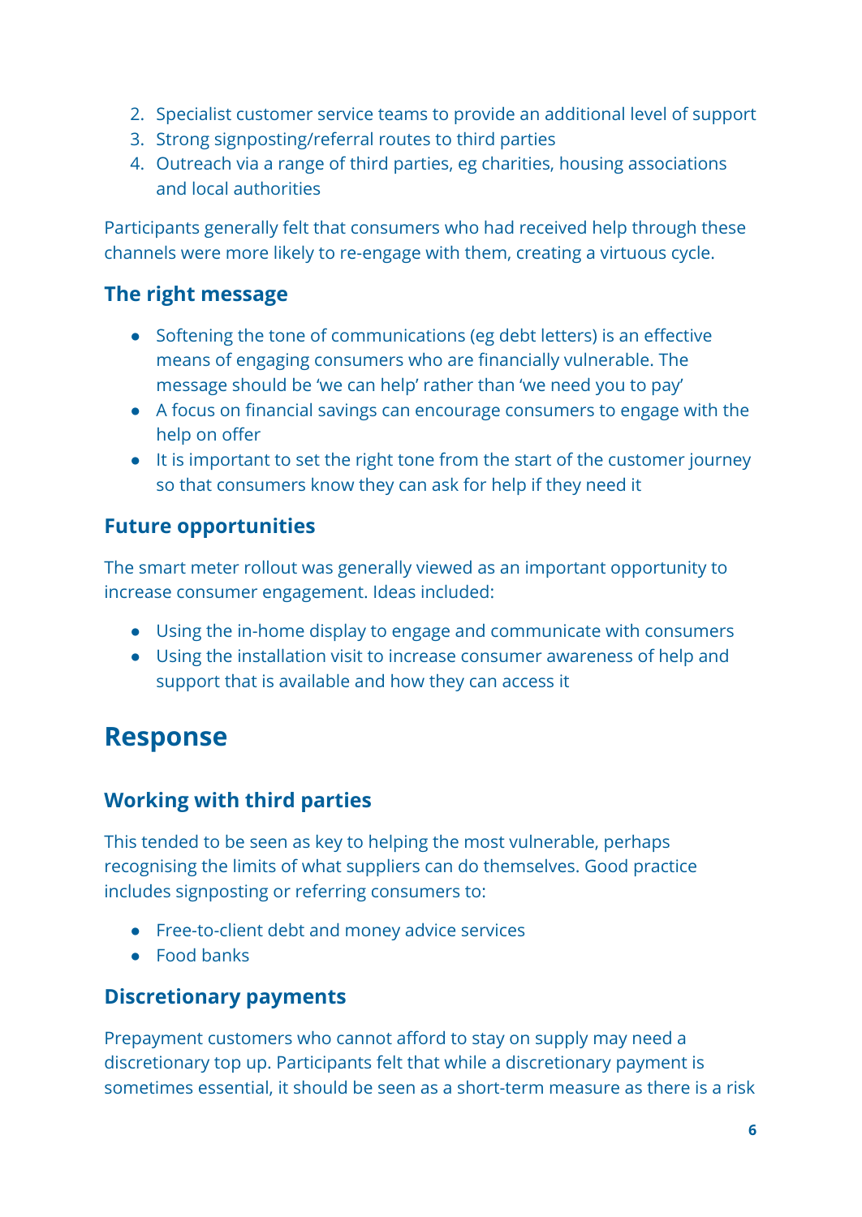2. Specialist customer service teams to provide an additional level of support
3. Strong signposting/referral routes to third parties
4. Outreach via a range of third parties, eg charities, housing associations and local authorities

Participants generally felt that consumers who had received help through these channels were more likely to re-engage with them, creating a virtuous cycle.

### The right message

- Softening the tone of communications (eg debt letters) is an effective means of engaging consumers who are financially vulnerable. The message should be 'we can help' rather than 'we need you to pay'
- A focus on financial savings can encourage consumers to engage with the help on offer
- It is important to set the right tone from the start of the customer journey so that consumers know they can ask for help if they need it

### Future opportunities

The smart meter rollout was generally viewed as an important opportunity to increase consumer engagement. Ideas included:

- Using the in-home display to engage and communicate with consumers
- Using the installation visit to increase consumer awareness of help and support that is available and how they can access it

## Response

### Working with third parties

This tended to be seen as key to helping the most vulnerable, perhaps recognising the limits of what suppliers can do themselves. Good practice includes signposting or referring consumers to:

- Free-to-client debt and money advice services
- Food banks

### Discretionary payments

Prepayment customers who cannot afford to stay on supply may need a discretionary top up. Participants felt that while a discretionary payment is sometimes essential, it should be seen as a short-term measure as there is a risk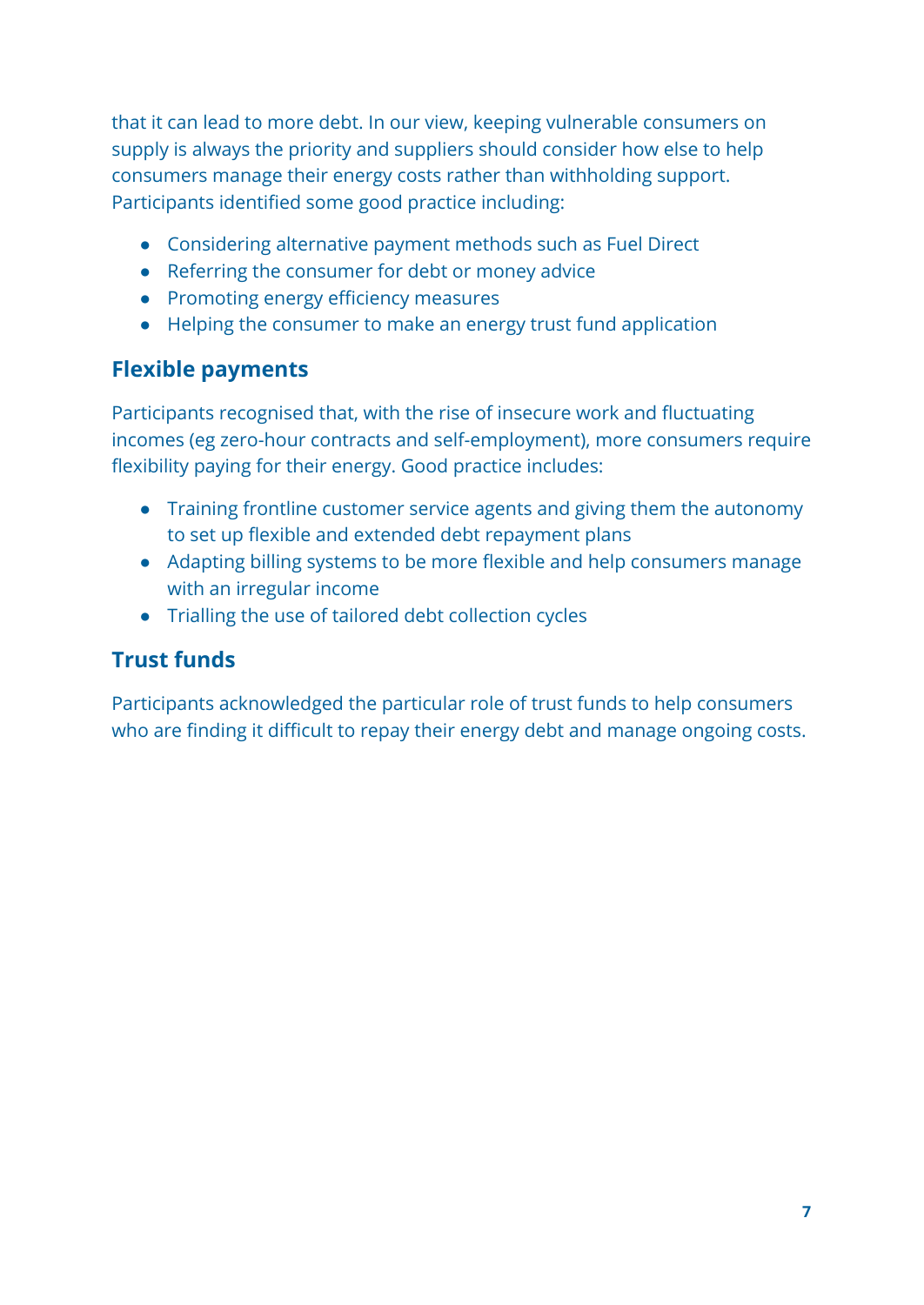that it can lead to more debt. In our view, keeping vulnerable consumers on supply is always the priority and suppliers should consider how else to help consumers manage their energy costs rather than withholding support. Participants identified some good practice including:

- Considering alternative payment methods such as Fuel Direct
- Referring the consumer for debt or money advice
- Promoting energy efficiency measures
- Helping the consumer to make an energy trust fund application

## Flexible payments

Participants recognised that, with the rise of insecure work and fluctuating incomes (eg zero-hour contracts and self-employment), more consumers require flexibility paying for their energy. Good practice includes:

- Training frontline customer service agents and giving them the autonomy to set up flexible and extended debt repayment plans
- Adapting billing systems to be more flexible and help consumers manage with an irregular income
- Trialling the use of tailored debt collection cycles

## Trust funds

Participants acknowledged the particular role of trust funds to help consumers who are finding it difficult to repay their energy debt and manage ongoing costs.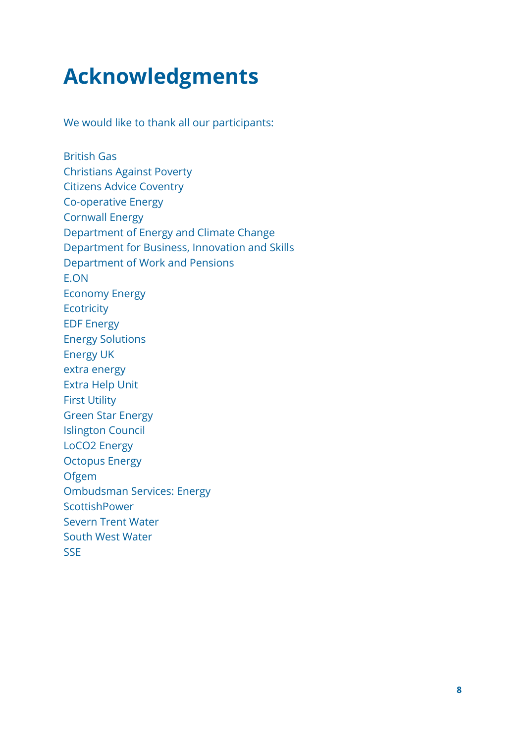# Acknowledgments

We would like to thank all our participants:

British Gas
Christians Against Poverty
Citizens Advice Coventry
Co-operative Energy
Cornwall Energy
Department of Energy and Climate Change
Department for Business, Innovation and Skills
Department of Work and Pensions
E.ON
Economy Energy
Ecotricity
EDF Energy
Energy Solutions
Energy UK
extra energy
Extra Help Unit
First Utility
Green Star Energy
Islington Council
LoCO2 Energy
Octopus Energy
Ofgem
Ombudsman Services: Energy
ScottishPower
Severn Trent Water
South West Water
SSE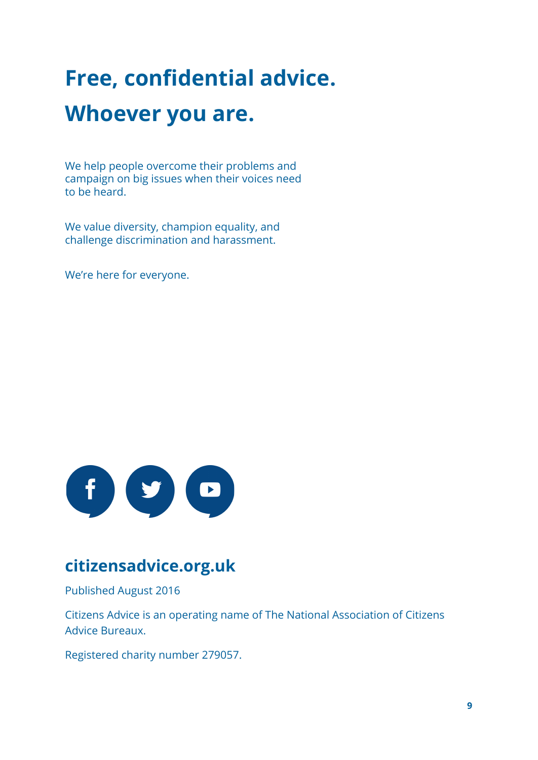# Free, confidential advice.
# Whoever you are.

We help people overcome their problems and campaign on big issues when their voices need to be heard.

We value diversity, champion equality, and challenge discrimination and harassment.

We're here for everyone.

## citizensadvice.org.uk

Published August 2016

Citizens Advice is an operating name of The National Association of Citizens Advice Bureaux.

Registered charity number 279057.